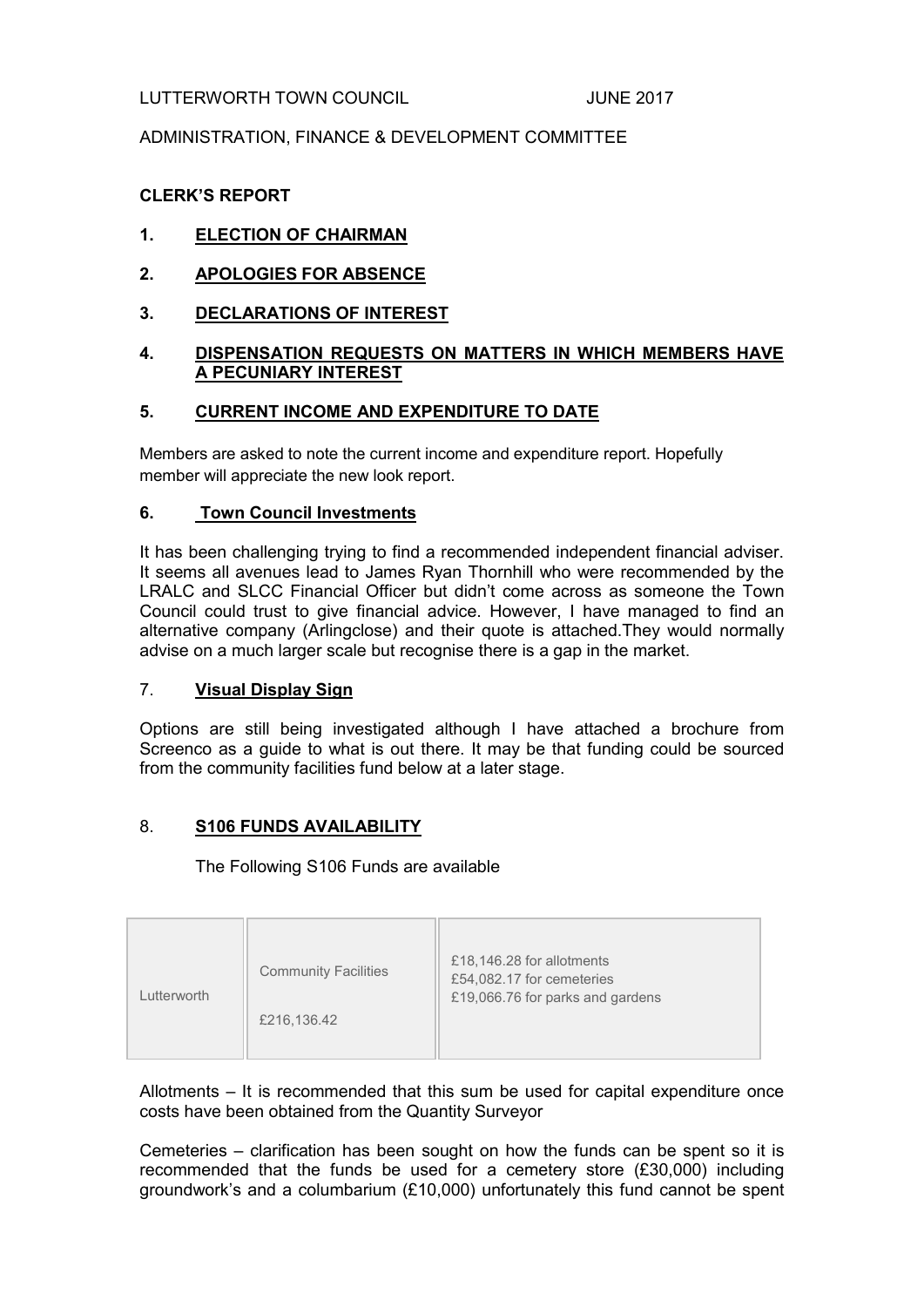LUTTERWORTH TOWN COUNCIL JUNE 2017

ADMINISTRATION, FINANCE & DEVELOPMENT COMMITTEE

**CLERK'S REPORT**

1. **ELECTION OF CHAIRMAN**

2. **APOLOGIES FOR ABSENCE**

3. **DECLARATIONS OF INTEREST**

4. **DISPENSATION REQUESTS ON MATTERS IN WHICH MEMBERS HAVE A PECUNIARY INTEREST**

5. **CURRENT INCOME AND EXPENDITURE TO DATE**

Members are asked to note the current income and expenditure report. Hopefully member will appreciate the new look report.

6. **Town Council Investments**

It has been challenging trying to find a recommended independent financial adviser. It seems all avenues lead to James Ryan Thornhill who were recommended by the LRALC and SLCC Financial Officer but didn't come across as someone the Town Council could trust to give financial advice. However, I have managed to find an alternative company (Arlingclose) and their quote is attached.They would normally advise on a much larger scale but recognise there is a gap in the market.

7. **Visual Display Sign**

Options are still being investigated although I have attached a brochure from Screenco as a guide to what is out there. It may be that funding could be sourced from the community facilities fund below at a later stage.

8. **S106 FUNDS AVAILABILITY**

The Following S106 Funds are available

| | | |
|---|---|---|
| Lutterworth | Community Facilities<br><br>£216,136.42 | £18,146.28 for allotments<br>£54,082.17 for cemeteries<br>£19,066.76 for parks and gardens |

Allotments – It is recommended that this sum be used for capital expenditure once costs have been obtained from the Quantity Surveyor

Cemeteries – clarification has been sought on how the funds can be spent so it is recommended that the funds be used for a cemetery store (£30,000) including groundwork's and a columbarium (£10,000) unfortunately this fund cannot be spent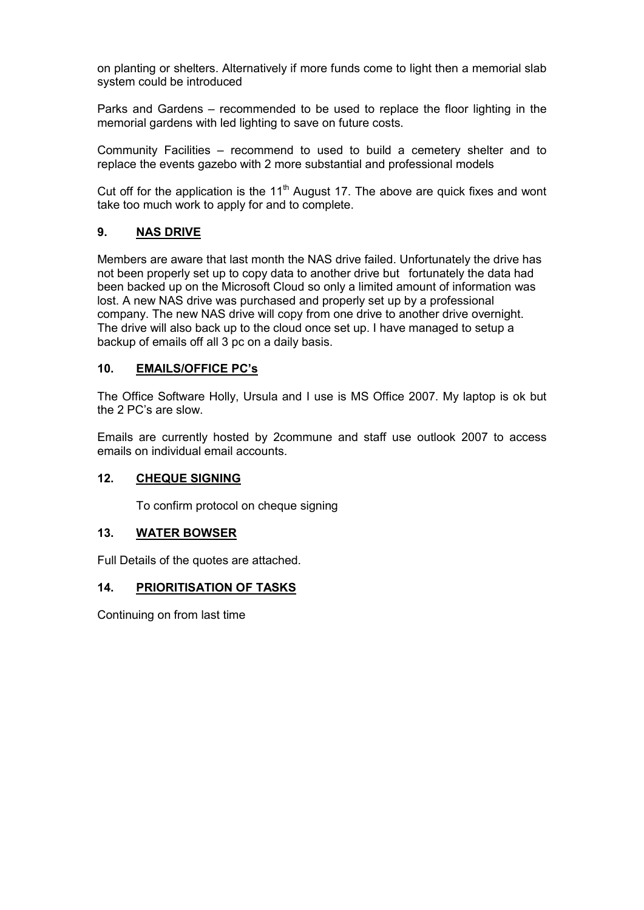on planting or shelters. Alternatively if more funds come to light then a memorial slab system could be introduced

Parks and Gardens – recommended to be used to replace the floor lighting in the memorial gardens with led lighting to save on future costs.

Community Facilities – recommend to used to build a cemetery shelter and to replace the events gazebo with 2 more substantial and professional models

Cut off for the application is the 11th August 17. The above are quick fixes and wont take too much work to apply for and to complete.

## 9. NAS DRIVE

Members are aware that last month the NAS drive failed. Unfortunately the drive has not been properly set up to copy data to another drive but fortunately the data had been backed up on the Microsoft Cloud so only a limited amount of information was lost. A new NAS drive was purchased and properly set up by a professional company. The new NAS drive will copy from one drive to another drive overnight. The drive will also back up to the cloud once set up. I have managed to setup a backup of emails off all 3 pc on a daily basis.

## 10. EMAILS/OFFICE PC's

The Office Software Holly, Ursula and I use is MS Office 2007. My laptop is ok but the 2 PC's are slow.

Emails are currently hosted by 2commune and staff use outlook 2007 to access emails on individual email accounts.

## 12. CHEQUE SIGNING

To confirm protocol on cheque signing

## 13. WATER BOWSER

Full Details of the quotes are attached.

## 14. PRIORITISATION OF TASKS

Continuing on from last time